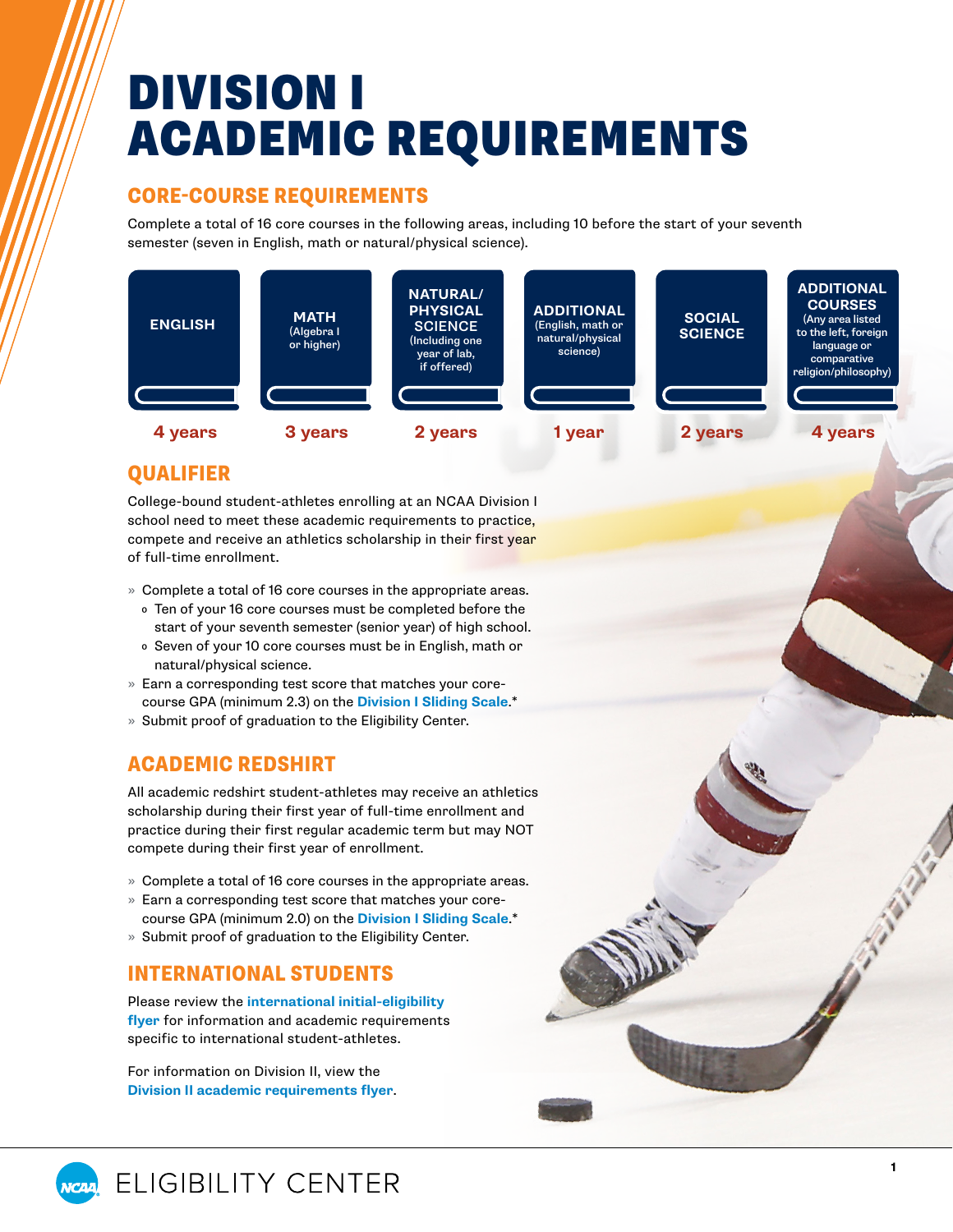# DIVISION I ACADEMIC REQUIREMENTS

## CORE-COURSE REQUIREMENTS

Complete a total of 16 core courses in the following areas, including 10 before the start of your seventh semester (seven in English, math or natural/physical science).

| ENGLISH | MATH (Algebra I or higher) | NATURAL/PHYSICAL SCIENCE (Including one year of lab, if offered) | ADDITIONAL (English, math or natural/physical science) | SOCIAL SCIENCE | ADDITIONAL COURSES (Any area listed to the left, foreign language or comparative religion/philosophy) |
|---|---|---|---|---|---|
| 4 years | 3 years | 2 years | 1 year | 2 years | 4 years |

## QUALIFIER

College-bound student-athletes enrolling at an NCAA Division I school need to meet these academic requirements to practice, compete and receive an athletics scholarship in their first year of full-time enrollment.

- Complete a total of 16 core courses in the appropriate areas.
  - Ten of your 16 core courses must be completed before the start of your seventh semester (senior year) of high school.
  - Seven of your 10 core courses must be in English, math or natural/physical science.
- Earn a corresponding test score that matches your core-course GPA (minimum 2.3) on the **Division I Sliding Scale**.*
- Submit proof of graduation to the Eligibility Center.

## ACADEMIC REDSHIRT

All academic redshirt student-athletes may receive an athletics scholarship during their first year of full-time enrollment and practice during their first regular academic term but may NOT compete during their first year of enrollment.

- Complete a total of 16 core courses in the appropriate areas.
- Earn a corresponding test score that matches your core-course GPA (minimum 2.0) on the **Division I Sliding Scale**.*
- Submit proof of graduation to the Eligibility Center.

## INTERNATIONAL STUDENTS

Please review the **international initial-eligibility flyer** for information and academic requirements specific to international student-athletes.

For information on Division II, view the **Division II academic requirements flyer**.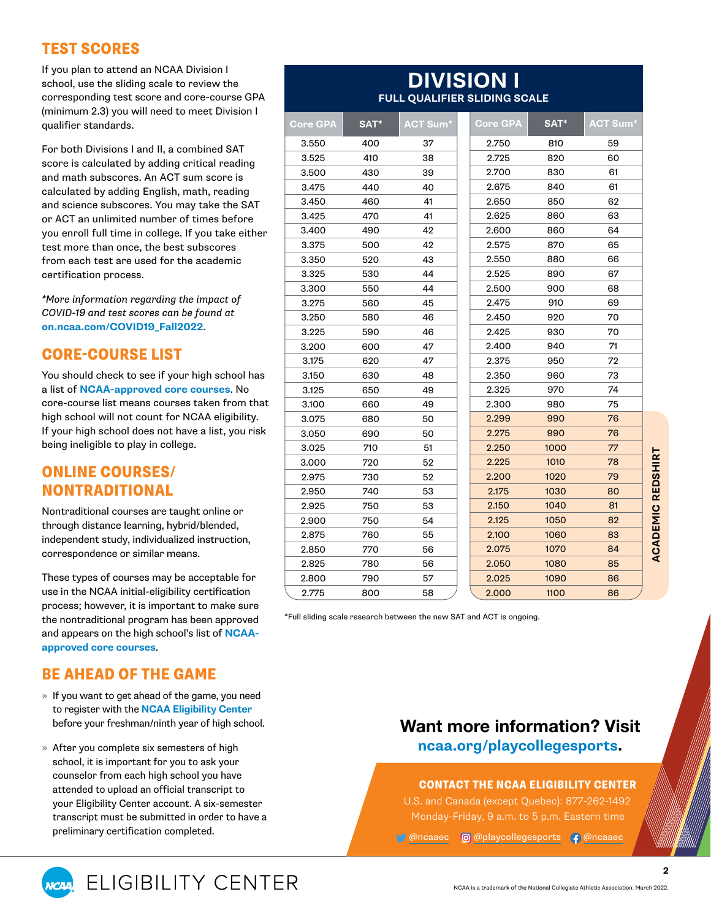## TEST SCORES

If you plan to attend an NCAA Division I school, use the sliding scale to review the corresponding test score and core-course GPA (minimum 2.3) you will need to meet Division I qualifier standards.

For both Divisions I and II, a combined SAT score is calculated by adding critical reading and math subscores. An ACT sum score is calculated by adding English, math, reading and science subscores. You may take the SAT or ACT an unlimited number of times before you enroll full time in college. If you take either test more than once, the best subscores from each test are used for the academic certification process.

*\*More information regarding the impact of COVID-19 and test scores can be found at* **on.ncaa.com/COVID19_Fall2022**.

## CORE-COURSE LIST

You should check to see if your high school has a list of **NCAA-approved core courses**. No core-course list means courses taken from that high school will not count for NCAA eligibility. If your high school does not have a list, you risk being ineligible to play in college.

## ONLINE COURSES/ NONTRADITIONAL

Nontraditional courses are taught online or through distance learning, hybrid/blended, independent study, individualized instruction, correspondence or similar means.

These types of courses may be acceptable for use in the NCAA initial-eligibility certification process; however, it is important to make sure the nontraditional program has been approved and appears on the high school's list of **NCAA-approved core courses**.

## BE AHEAD OF THE GAME

- If you want to get ahead of the game, you need to register with the **NCAA Eligibility Center** before your freshman/ninth year of high school.
- After you complete six semesters of high school, it is important for you to ask your counselor from each high school you have attended to upload an official transcript to your Eligibility Center account. A six-semester transcript must be submitted in order to have a preliminary certification completed.

# DIVISION I

### FULL QUALIFIER SLIDING SCALE

| Core GPA | SAT* | ACT Sum* |
|---|---|---|
| 3.550 | 400 | 37 |
| 3.525 | 410 | 38 |
| 3.500 | 430 | 39 |
| 3.475 | 440 | 40 |
| 3.450 | 460 | 41 |
| 3.425 | 470 | 41 |
| 3.400 | 490 | 42 |
| 3.375 | 500 | 42 |
| 3.350 | 520 | 43 |
| 3.325 | 530 | 44 |
| 3.300 | 550 | 44 |
| 3.275 | 560 | 45 |
| 3.250 | 580 | 46 |
| 3.225 | 590 | 46 |
| 3.200 | 600 | 47 |
| 3.175 | 620 | 47 |
| 3.150 | 630 | 48 |
| 3.125 | 650 | 49 |
| 3.100 | 660 | 49 |
| 3.075 | 680 | 50 |
| 3.050 | 690 | 50 |
| 3.025 | 710 | 51 |
| 3.000 | 720 | 52 |
| 2.975 | 730 | 52 |
| 2.950 | 740 | 53 |
| 2.925 | 750 | 53 |
| 2.900 | 750 | 54 |
| 2.875 | 760 | 55 |
| 2.850 | 770 | 56 |
| 2.825 | 780 | 56 |
| 2.800 | 790 | 57 |
| 2.775 | 800 | 58 |
| 2.750 | 810 | 59 |
| 2.725 | 820 | 60 |
| 2.700 | 830 | 61 |
| 2.675 | 840 | 61 |
| 2.650 | 850 | 62 |
| 2.625 | 860 | 63 |
| 2.600 | 860 | 64 |
| 2.575 | 870 | 65 |
| 2.550 | 880 | 66 |
| 2.525 | 890 | 67 |
| 2.500 | 900 | 68 |
| 2.475 | 910 | 69 |
| 2.450 | 920 | 70 |
| 2.425 | 930 | 70 |
| 2.400 | 940 | 71 |
| 2.375 | 950 | 72 |
| 2.350 | 960 | 73 |
| 2.325 | 970 | 74 |
| 2.300 | 980 | 75 |
| 2.299 | 990 | 76 |
| 2.275 | 990 | 76 |
| 2.250 | 1000 | 77 |
| 2.225 | 1010 | 78 |
| 2.200 | 1020 | 79 |
| 2.175 | 1030 | 80 |
| 2.150 | 1040 | 81 |
| 2.125 | 1050 | 82 |
| 2.100 | 1060 | 83 |
| 2.075 | 1070 | 84 |
| 2.050 | 1080 | 85 |
| 2.025 | 1090 | 86 |
| 2.000 | 1100 | 86 |

ACADEMIC REDSHIRT (applies to Core GPA 2.299 through 2.000)

*Full sliding scale research between the new SAT and ACT is ongoing.

**Want more information? Visit ncaa.org/playcollegesports.**

**CONTACT THE NCAA ELIGIBILITY CENTER**

U.S. and Canada (except Quebec): 877-262-1492

Monday-Friday, 9 a.m. to 5 p.m. Eastern time

@ncaaec @playcollegesports @ncaaec

ELIGIBILITY CENTER

NCAA is a trademark of the National Collegiate Athletic Association. March 2022.